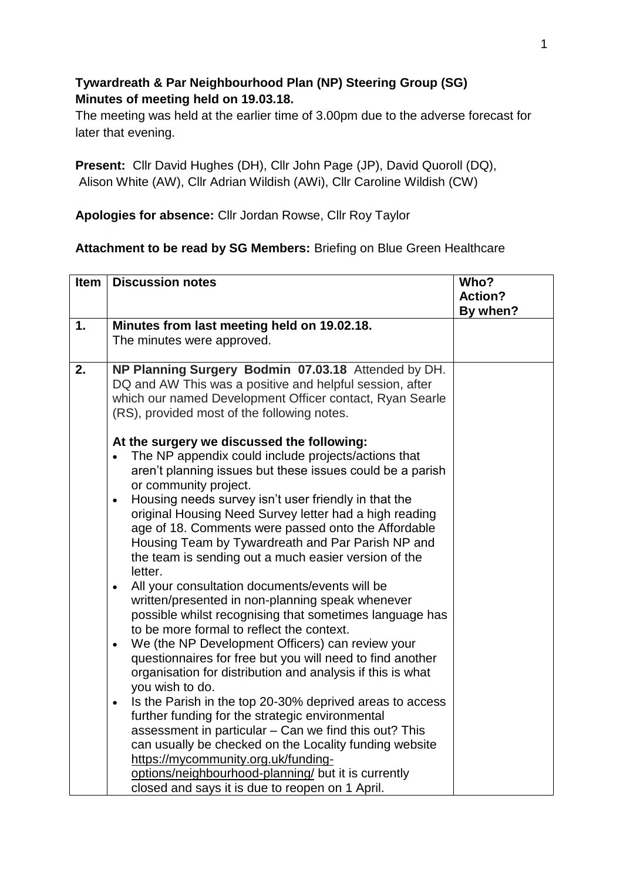**Tywardreath & Par Neighbourhood Plan (NP) Steering Group (SG)**
**Minutes of meeting held on 19.03.18.**

The meeting was held at the earlier time of 3.00pm due to the adverse forecast for later that evening.

**Present:** Cllr David Hughes (DH), Cllr John Page (JP), David Quoroll (DQ), Alison White (AW), Cllr Adrian Wildish (AWi), Cllr Caroline Wildish (CW)

**Apologies for absence:** Cllr Jordan Rowse, Cllr Roy Taylor

**Attachment to be read by SG Members:** Briefing on Blue Green Healthcare

| Item | Discussion notes | Who? Action? By when? |
|---|---|---|
| **1.** | **Minutes from last meeting held on 19.02.18.** The minutes were approved. | |
| **2.** | **NP Planning Surgery Bodmin 07.03.18** Attended by DH. DQ and AW This was a positive and helpful session, after which our named Development Officer contact, Ryan Searle (RS), provided most of the following notes.<br><br>**At the surgery we discussed the following:**<br>• The NP appendix could include projects/actions that aren't planning issues but these issues could be a parish or community project.<br>• Housing needs survey isn't user friendly in that the original Housing Need Survey letter had a high reading age of 18. Comments were passed onto the Affordable Housing Team by Tywardreath and Par Parish NP and the team is sending out a much easier version of the letter.<br>• All your consultation documents/events will be written/presented in non-planning speak whenever possible whilst recognising that sometimes language has to be more formal to reflect the context.<br>• We (the NP Development Officers) can review your questionnaires for free but you will need to find another organisation for distribution and analysis if this is what you wish to do.<br>• Is the Parish in the top 20-30% deprived areas to access further funding for the strategic environmental assessment in particular – Can we find this out? This can usually be checked on the Locality funding website https://mycommunity.org.uk/funding-options/neighbourhood-planning/ but it is currently closed and says it is due to reopen on 1 April. | |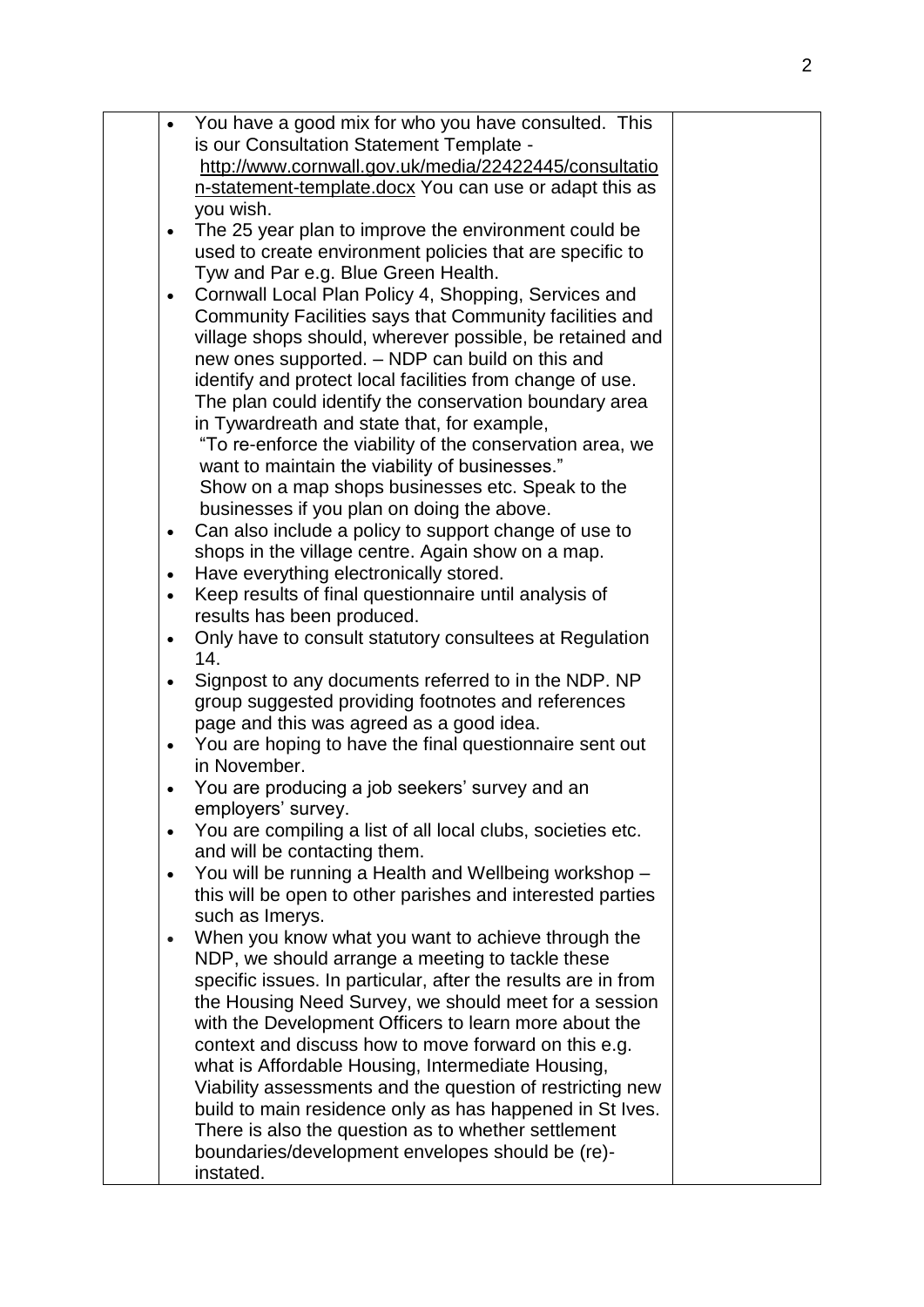| | | |
|---|---|---|
| | <ul><li>You have a good mix for who you have consulted. This is our Consultation Statement Template - http://www.cornwall.gov.uk/media/22422445/consultation-statement-template.docx You can use or adapt this as you wish.</li><li>The 25 year plan to improve the environment could be used to create environment policies that are specific to Tyw and Par e.g. Blue Green Health.</li><li>Cornwall Local Plan Policy 4, Shopping, Services and Community Facilities says that Community facilities and village shops should, wherever possible, be retained and new ones supported. – NDP can build on this and identify and protect local facilities from change of use. The plan could identify the conservation boundary area in Tywardreath and state that, for example, "To re-enforce the viability of the conservation area, we want to maintain the viability of businesses." Show on a map shops businesses etc. Speak to the businesses if you plan on doing the above.</li><li>Can also include a policy to support change of use to shops in the village centre. Again show on a map.</li><li>Have everything electronically stored.</li><li>Keep results of final questionnaire until analysis of results has been produced.</li><li>Only have to consult statutory consultees at Regulation 14.</li><li>Signpost to any documents referred to in the NDP. NP group suggested providing footnotes and references page and this was agreed as a good idea.</li><li>You are hoping to have the final questionnaire sent out in November.</li><li>You are producing a job seekers' survey and an employers' survey.</li><li>You are compiling a list of all local clubs, societies etc. and will be contacting them.</li><li>You will be running a Health and Wellbeing workshop – this will be open to other parishes and interested parties such as Imerys.</li><li>When you know what you want to achieve through the NDP, we should arrange a meeting to tackle these specific issues. In particular, after the results are in from the Housing Need Survey, we should meet for a session with the Development Officers to learn more about the context and discuss how to move forward on this e.g. what is Affordable Housing, Intermediate Housing, Viability assessments and the question of restricting new build to main residence only as has happened in St Ives. There is also the question as to whether settlement boundaries/development envelopes should be (re)-instated.</li></ul> | |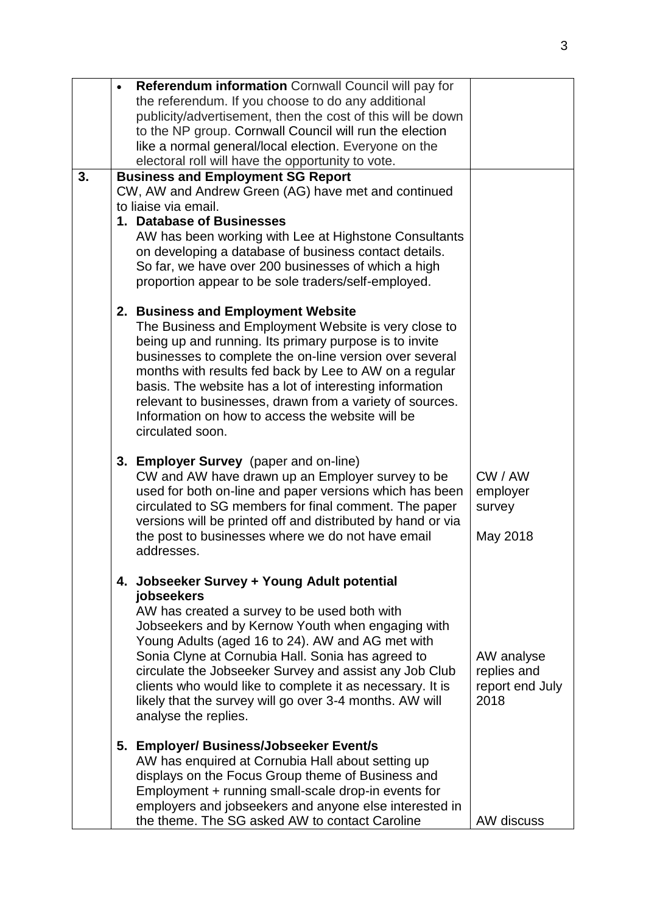| | | |
|---|---|---|
| | • **Referendum information** Cornwall Council will pay for the referendum. If you choose to do any additional publicity/advertisement, then the cost of this will be down to the NP group. Cornwall Council will run the election like a normal general/local election. Everyone on the electoral roll will have the opportunity to vote. | |
| **3.** | **Business and Employment SG Report**<br>CW, AW and Andrew Green (AG) have met and continued to liaise via email.<br>**1. Database of Businesses**<br>AW has been working with Lee at Highstone Consultants on developing a database of business contact details. So far, we have over 200 businesses of which a high proportion appear to be sole traders/self-employed.<br><br>**2. Business and Employment Website**<br>The Business and Employment Website is very close to being up and running. Its primary purpose is to invite businesses to complete the on-line version over several months with results fed back by Lee to AW on a regular basis. The website has a lot of interesting information relevant to businesses, drawn from a variety of sources. Information on how to access the website will be circulated soon.<br><br>**3. Employer Survey** (paper and on-line)<br>CW and AW have drawn up an Employer survey to be used for both on-line and paper versions which has been circulated to SG members for final comment. The paper versions will be printed off and distributed by hand or via the post to businesses where we do not have email addresses.<br><br>**4. Jobseeker Survey + Young Adult potential jobseekers**<br>AW has created a survey to be used both with Jobseekers and by Kernow Youth when engaging with Young Adults (aged 16 to 24). AW and AG met with Sonia Clyne at Cornubia Hall. Sonia has agreed to circulate the Jobseeker Survey and assist any Job Club clients who would like to complete it as necessary. It is likely that the survey will go over 3-4 months. AW will analyse the replies.<br><br>**5. Employer/ Business/Jobseeker Event/s**<br>AW has enquired at Cornubia Hall about setting up displays on the Focus Group theme of Business and Employment + running small-scale drop-in events for employers and jobseekers and anyone else interested in the theme. The SG asked AW to contact Caroline | CW / AW employer survey<br><br>May 2018<br><br>AW analyse replies and report end July 2018<br><br>AW discuss |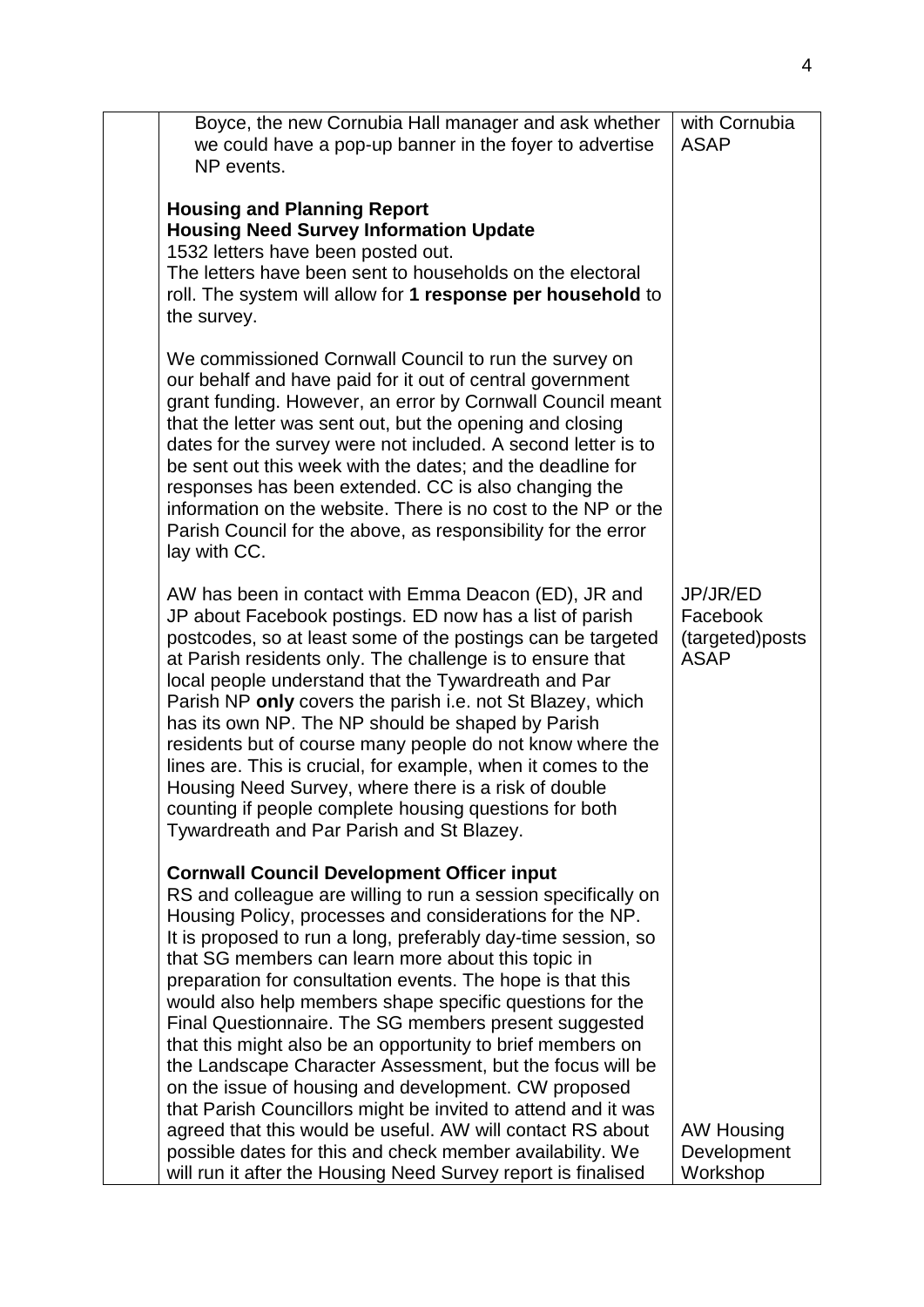|  | Boyce, the new Cornubia Hall manager and ask whether we could have a pop-up banner in the foyer to advertise NP events. | with Cornubia ASAP |
|---|---|---|
|  | **Housing and Planning Report**<br>**Housing Need Survey Information Update**<br>1532 letters have been posted out.<br>The letters have been sent to households on the electoral roll. The system will allow for **1 response per household** to the survey. |  |
|  | We commissioned Cornwall Council to run the survey on our behalf and have paid for it out of central government grant funding. However, an error by Cornwall Council meant that the letter was sent out, but the opening and closing dates for the survey were not included. A second letter is to be sent out this week with the dates; and the deadline for responses has been extended. CC is also changing the information on the website. There is no cost to the NP or the Parish Council for the above, as responsibility for the error lay with CC. |  |
|  | AW has been in contact with Emma Deacon (ED), JR and JP about Facebook postings. ED now has a list of parish postcodes, so at least some of the postings can be targeted at Parish residents only. The challenge is to ensure that local people understand that the Tywardreath and Par Parish NP **only** covers the parish i.e. not St Blazey, which has its own NP. The NP should be shaped by Parish residents but of course many people do not know where the lines are. This is crucial, for example, when it comes to the Housing Need Survey, where there is a risk of double counting if people complete housing questions for both Tywardreath and Par Parish and St Blazey. | JP/JR/ED Facebook (targeted)posts ASAP |
|  | **Cornwall Council Development Officer input**<br>RS and colleague are willing to run a session specifically on Housing Policy, processes and considerations for the NP. It is proposed to run a long, preferably day-time session, so that SG members can learn more about this topic in preparation for consultation events. The hope is that this would also help members shape specific questions for the Final Questionnaire. The SG members present suggested that this might also be an opportunity to brief members on the Landscape Character Assessment, but the focus will be on the issue of housing and development. CW proposed that Parish Councillors might be invited to attend and it was agreed that this would be useful. AW will contact RS about possible dates for this and check member availability. We will run it after the Housing Need Survey report is finalised | AW Housing Development Workshop |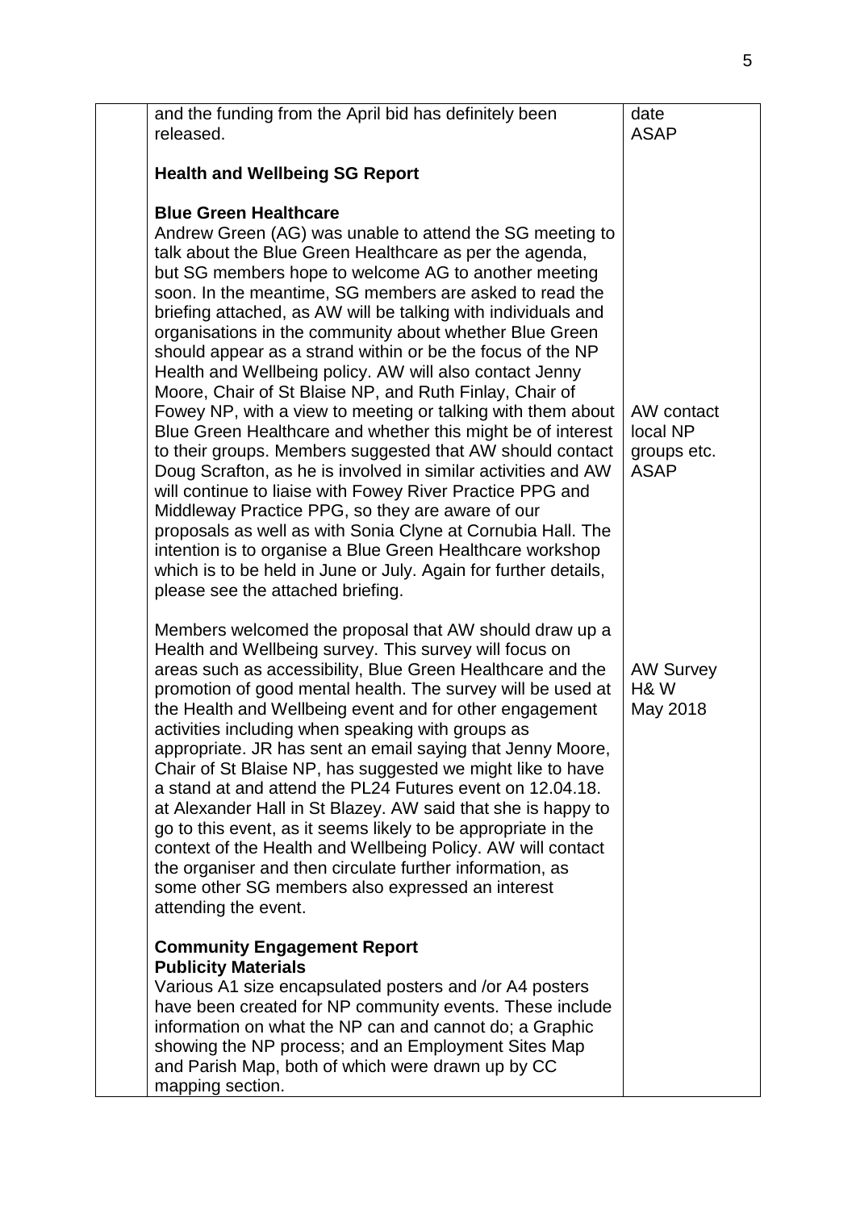| | | |
|---|---|---|
| | and the funding from the April bid has definitely been released.<br><br>**Health and Wellbeing SG Report**<br><br>**Blue Green Healthcare**<br>Andrew Green (AG) was unable to attend the SG meeting to talk about the Blue Green Healthcare as per the agenda, but SG members hope to welcome AG to another meeting soon. In the meantime, SG members are asked to read the briefing attached, as AW will be talking with individuals and organisations in the community about whether Blue Green should appear as a strand within or be the focus of the NP Health and Wellbeing policy. AW will also contact Jenny Moore, Chair of St Blaise NP, and Ruth Finlay, Chair of Fowey NP, with a view to meeting or talking with them about Blue Green Healthcare and whether this might be of interest to their groups. Members suggested that AW should contact Doug Scrafton, as he is involved in similar activities and AW will continue to liaise with Fowey River Practice PPG and Middleway Practice PPG, so they are aware of our proposals as well as with Sonia Clyne at Cornubia Hall. The intention is to organise a Blue Green Healthcare workshop which is to be held in June or July. Again for further details, please see the attached briefing.<br><br>Members welcomed the proposal that AW should draw up a Health and Wellbeing survey. This survey will focus on areas such as accessibility, Blue Green Healthcare and the promotion of good mental health. The survey will be used at the Health and Wellbeing event and for other engagement activities including when speaking with groups as appropriate. JR has sent an email saying that Jenny Moore, Chair of St Blaise NP, has suggested we might like to have a stand at and attend the PL24 Futures event on 12.04.18. at Alexander Hall in St Blazey. AW said that she is happy to go to this event, as it seems likely to be appropriate in the context of the Health and Wellbeing Policy. AW will contact the organiser and then circulate further information, as some other SG members also expressed an interest attending the event.<br><br>**Community Engagement Report**<br>**Publicity Materials**<br>Various A1 size encapsulated posters and /or A4 posters have been created for NP community events. These include information on what the NP can and cannot do; a Graphic showing the NP process; and an Employment Sites Map and Parish Map, both of which were drawn up by CC mapping section. | date<br>ASAP<br><br><br><br><br><br><br><br><br><br><br><br>AW contact local NP groups etc.<br>ASAP<br><br><br><br><br><br><br><br><br><br>AW Survey H& W<br>May 2018 |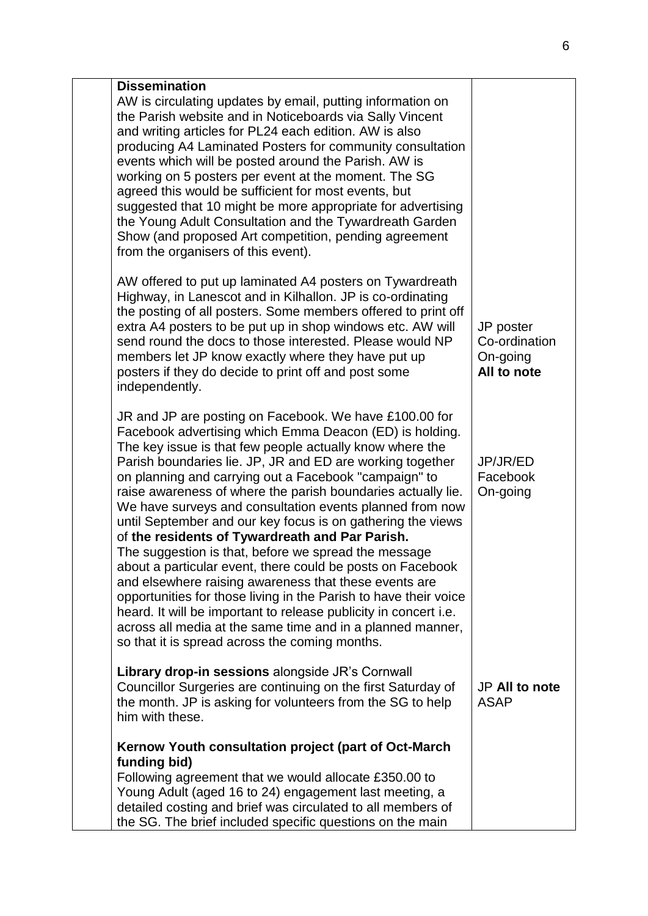| | | |
|---|---|---|
| | **Dissemination**<br>AW is circulating updates by email, putting information on the Parish website and in Noticeboards via Sally Vincent and writing articles for PL24 each edition. AW is also producing A4 Laminated Posters for community consultation events which will be posted around the Parish. AW is working on 5 posters per event at the moment. The SG agreed this would be sufficient for most events, but suggested that 10 might be more appropriate for advertising the Young Adult Consultation and the Tywardreath Garden Show (and proposed Art competition, pending agreement from the organisers of this event). | |
| | AW offered to put up laminated A4 posters on Tywardreath Highway, in Lanescot and in Kilhallon. JP is co-ordinating the posting of all posters. Some members offered to print off extra A4 posters to be put up in shop windows etc. AW will send round the docs to those interested. Please would NP members let JP know exactly where they have put up posters if they do decide to print off and post some independently. | JP poster Co-ordination On-going **All to note** |
| | JR and JP are posting on Facebook. We have £100.00 for Facebook advertising which Emma Deacon (ED) is holding. The key issue is that few people actually know where the Parish boundaries lie. JP, JR and ED are working together on planning and carrying out a Facebook "campaign" to raise awareness of where the parish boundaries actually lie. We have surveys and consultation events planned from now until September and our key focus is on gathering the views of **the residents of Tywardreath and Par Parish.**<br>The suggestion is that, before we spread the message about a particular event, there could be posts on Facebook and elsewhere raising awareness that these events are opportunities for those living in the Parish to have their voice heard. It will be important to release publicity in concert i.e. across all media at the same time and in a planned manner, so that it is spread across the coming months. | JP/JR/ED Facebook On-going |
| | **Library drop-in sessions** alongside JR's Cornwall Councillor Surgeries are continuing on the first Saturday of the month. JP is asking for volunteers from the SG to help him with these. | JP **All to note** ASAP |
| | **Kernow Youth consultation project (part of Oct-March funding bid)**<br>Following agreement that we would allocate £350.00 to Young Adult (aged 16 to 24) engagement last meeting, a detailed costing and brief was circulated to all members of the SG. The brief included specific questions on the main | |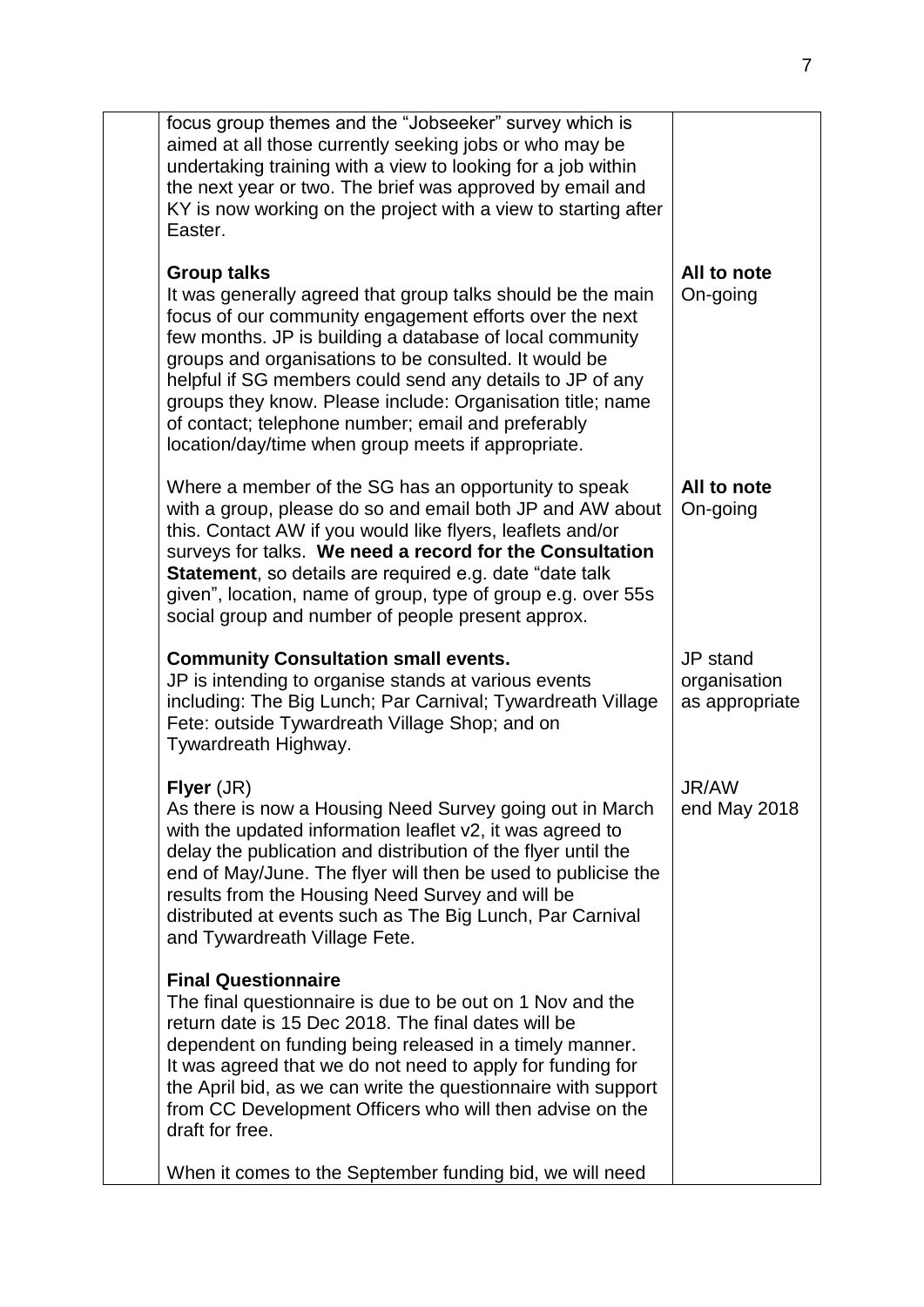| | | |
|---|---|---|
| | focus group themes and the "Jobseeker" survey which is aimed at all those currently seeking jobs or who may be undertaking training with a view to looking for a job within the next year or two. The brief was approved by email and KY is now working on the project with a view to starting after Easter. | |
| | **Group talks**<br>It was generally agreed that group talks should be the main focus of our community engagement efforts over the next few months. JP is building a database of local community groups and organisations to be consulted. It would be helpful if SG members could send any details to JP of any groups they know. Please include: Organisation title; name of contact; telephone number; email and preferably location/day/time when group meets if appropriate. | **All to note**<br>On-going |
| | Where a member of the SG has an opportunity to speak with a group, please do so and email both JP and AW about this. Contact AW if you would like flyers, leaflets and/or surveys for talks. **We need a record for the Consultation Statement**, so details are required e.g. date "date talk given", location, name of group, type of group e.g. over 55s social group and number of people present approx. | **All to note**<br>On-going |
| | **Community Consultation small events.**<br>JP is intending to organise stands at various events including: The Big Lunch; Par Carnival; Tywardreath Village Fete: outside Tywardreath Village Shop; and on Tywardreath Highway. | JP stand organisation as appropriate |
| | **Flyer** (JR)<br>As there is now a Housing Need Survey going out in March with the updated information leaflet v2, it was agreed to delay the publication and distribution of the flyer until the end of May/June. The flyer will then be used to publicise the results from the Housing Need Survey and will be distributed at events such as The Big Lunch, Par Carnival and Tywardreath Village Fete. | JR/AW<br>end May 2018 |
| | **Final Questionnaire**<br>The final questionnaire is due to be out on 1 Nov and the return date is 15 Dec 2018. The final dates will be dependent on funding being released in a timely manner. It was agreed that we do not need to apply for funding for the April bid, as we can write the questionnaire with support from CC Development Officers who will then advise on the draft for free.<br><br>When it comes to the September funding bid, we will need | |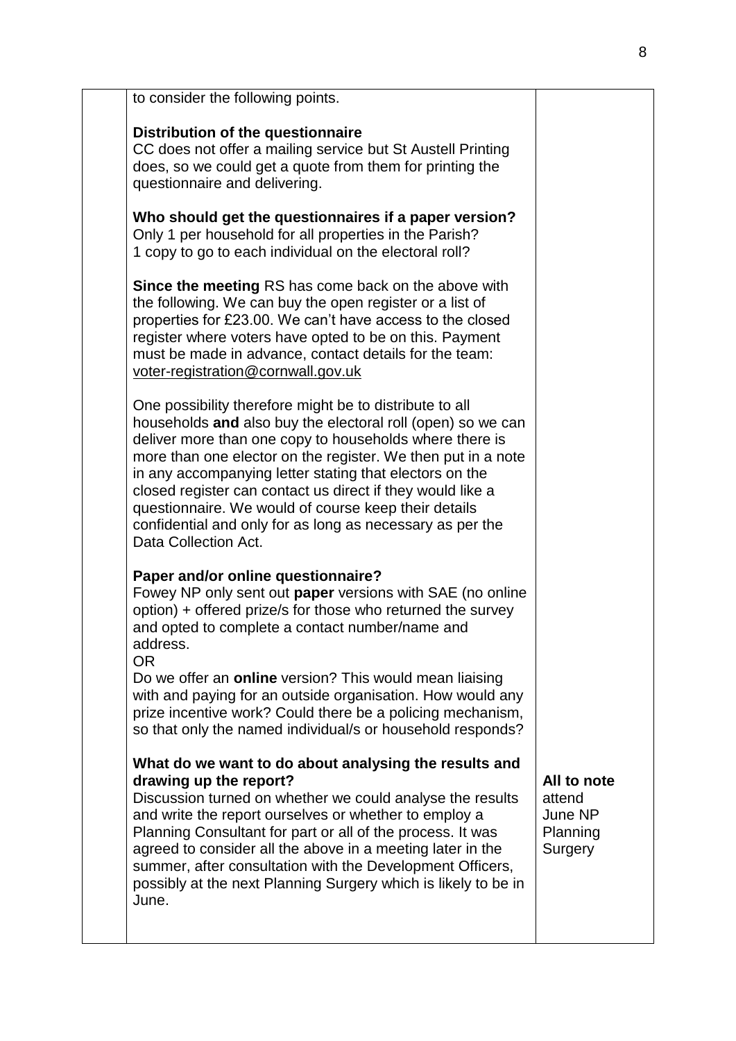| | | |
|---|---|---|
| | to consider the following points.<br><br>**Distribution of the questionnaire**<br>CC does not offer a mailing service but St Austell Printing does, so we could get a quote from them for printing the questionnaire and delivering.<br><br>**Who should get the questionnaires if a paper version?**<br>Only 1 per household for all properties in the Parish?<br>1 copy to go to each individual on the electoral roll?<br><br>**Since the meeting** RS has come back on the above with the following. We can buy the open register or a list of properties for £23.00. We can't have access to the closed register where voters have opted to be on this. Payment must be made in advance, contact details for the team: voter-registration@cornwall.gov.uk<br><br>One possibility therefore might be to distribute to all households **and** also buy the electoral roll (open) so we can deliver more than one copy to households where there is more than one elector on the register. We then put in a note in any accompanying letter stating that electors on the closed register can contact us direct if they would like a questionnaire. We would of course keep their details confidential and only for as long as necessary as per the Data Collection Act.<br><br>**Paper and/or online questionnaire?**<br>Fowey NP only sent out **paper** versions with SAE (no online option) + offered prize/s for those who returned the survey and opted to complete a contact number/name and address.<br>OR<br>Do we offer an **online** version? This would mean liaising with and paying for an outside organisation. How would any prize incentive work? Could there be a policing mechanism, so that only the named individual/s or household responds?<br><br>**What do we want to do about analysing the results and drawing up the report?**<br>Discussion turned on whether we could analyse the results and write the report ourselves or whether to employ a Planning Consultant for part or all of the process. It was agreed to consider all the above in a meeting later in the summer, after consultation with the Development Officers, possibly at the next Planning Surgery which is likely to be in June. | **All to note** attend June NP Planning Surgery |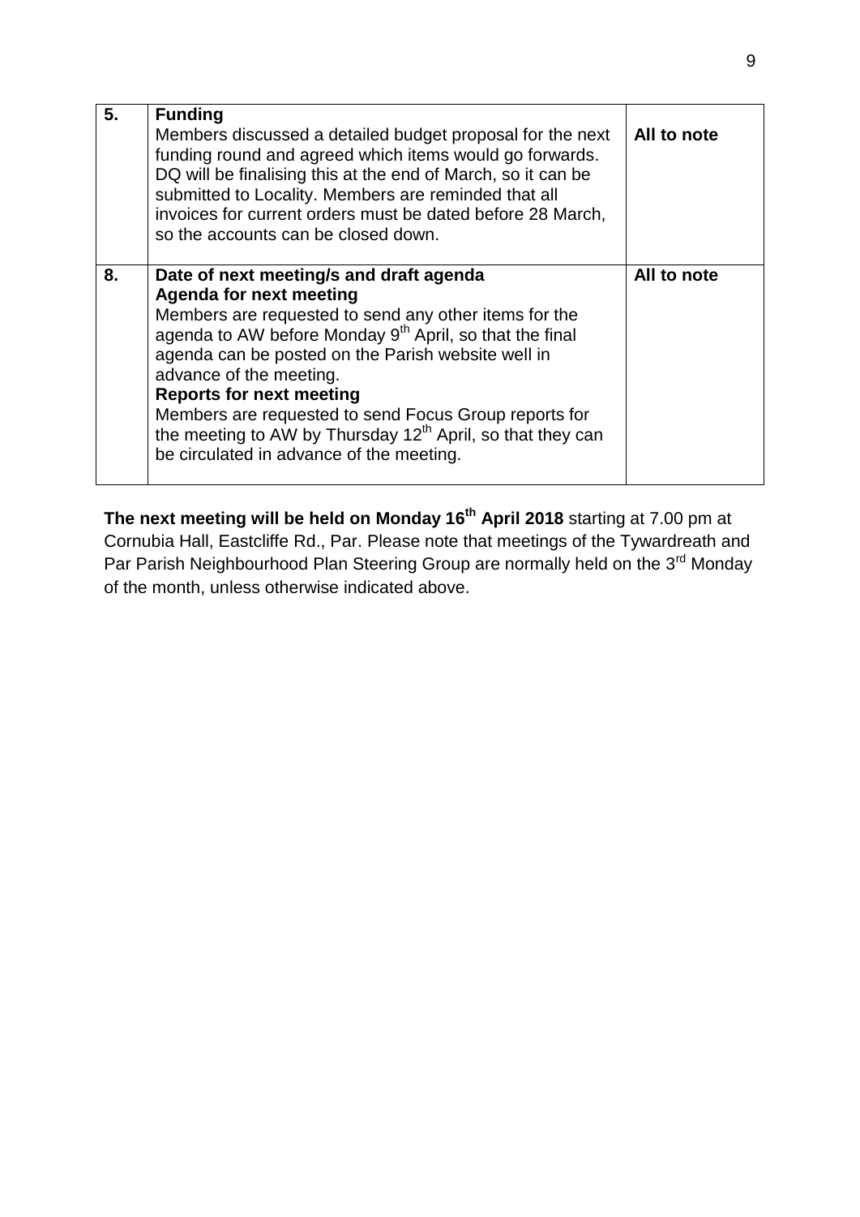| | | |
|---|---|---|
| **5.** | **Funding**<br>Members discussed a detailed budget proposal for the next funding round and agreed which items would go forwards. DQ will be finalising this at the end of March, so it can be submitted to Locality. Members are reminded that all invoices for current orders must be dated before 28 March, so the accounts can be closed down. | **All to note** |
| **8.** | **Date of next meeting/s and draft agenda**<br>**Agenda for next meeting**<br>Members are requested to send any other items for the agenda to AW before Monday 9th April, so that the final agenda can be posted on the Parish website well in advance of the meeting.<br>**Reports for next meeting**<br>Members are requested to send Focus Group reports for the meeting to AW by Thursday 12th April, so that they can be circulated in advance of the meeting. | **All to note** |

**The next meeting will be held on Monday 16th April 2018** starting at 7.00 pm at Cornubia Hall, Eastcliffe Rd., Par. Please note that meetings of the Tywardreath and Par Parish Neighbourhood Plan Steering Group are normally held on the 3rd Monday of the month, unless otherwise indicated above.